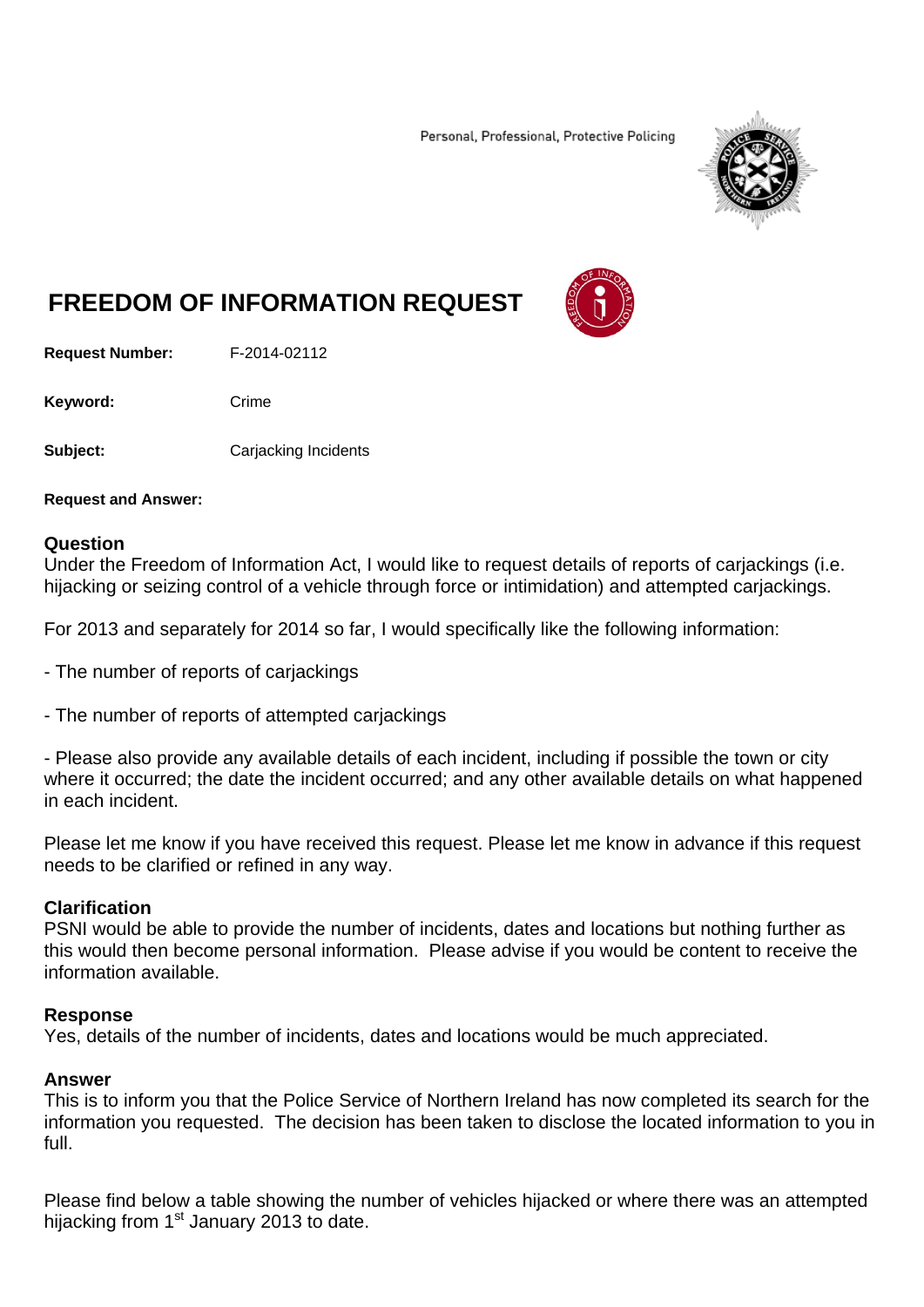Personal, Professional, Protective Policing

# FREEDOM OF INFORMATION REQUEST

**Request Number:** F-2014-02112

**Keyword:** Crime

**Subject:** Carjacking Incidents

**Request and Answer:**

## Question

Under the Freedom of Information Act, I would like to request details of reports of carjackings (i.e. hijacking or seizing control of a vehicle through force or intimidation) and attempted carjackings.

For 2013 and separately for 2014 so far, I would specifically like the following information:

- The number of reports of carjackings

- The number of reports of attempted carjackings

- Please also provide any available details of each incident, including if possible the town or city where it occurred; the date the incident occurred; and any other available details on what happened in each incident.

Please let me know if you have received this request. Please let me know in advance if this request needs to be clarified or refined in any way.

## Clarification

PSNI would be able to provide the number of incidents, dates and locations but nothing further as this would then become personal information. Please advise if you would be content to receive the information available.

## Response

Yes, details of the number of incidents, dates and locations would be much appreciated.

## Answer

This is to inform you that the Police Service of Northern Ireland has now completed its search for the information you requested. The decision has been taken to disclose the located information to you in full.

Please find below a table showing the number of vehicles hijacked or where there was an attempted hijacking from 1st January 2013 to date.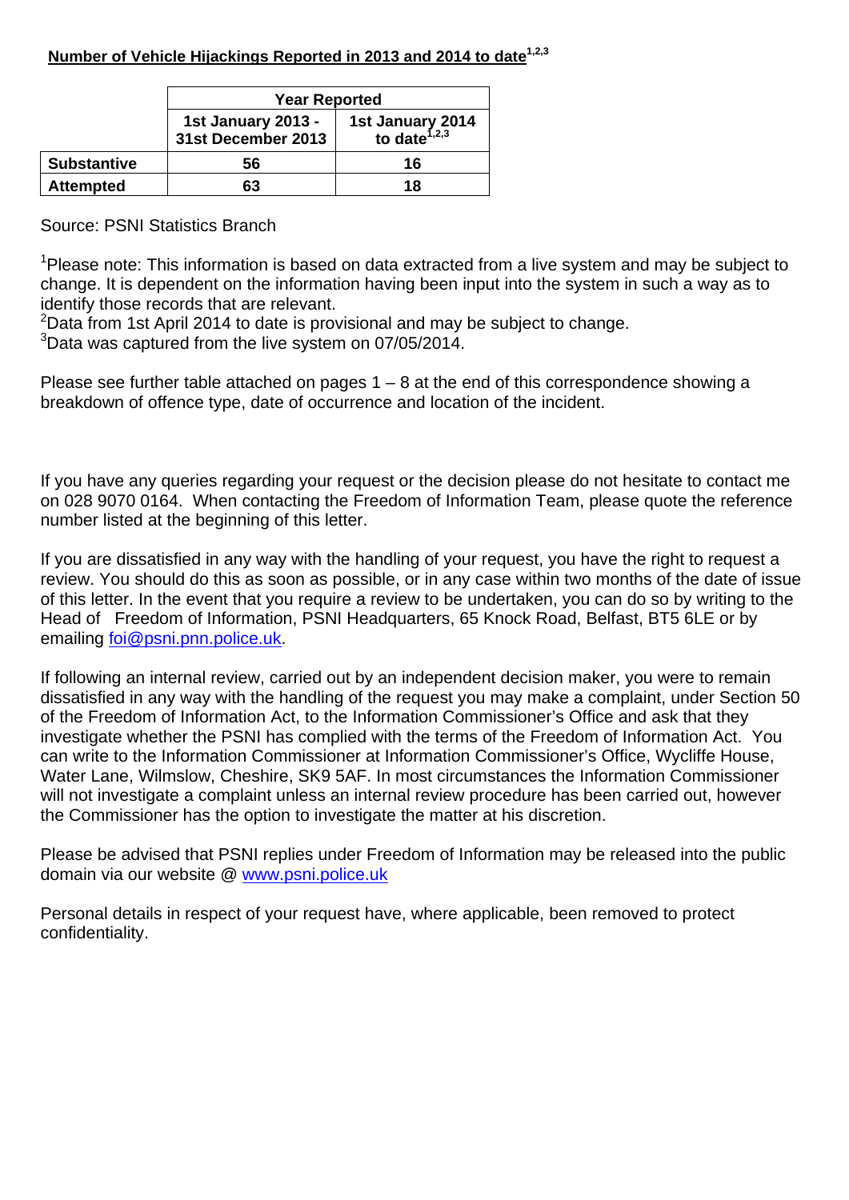**Number of Vehicle Hijackings Reported in 2013 and 2014 to date[1,2,3]**

| | Year Reported | |
|---|---|---|
| | 1st January 2013 - 31st December 2013 | 1st January 2014 to date[1,2,3] |
| **Substantive** | 56 | 16 |
| **Attempted** | 63 | 18 |

Source: PSNI Statistics Branch

[1]Please note: This information is based on data extracted from a live system and may be subject to change. It is dependent on the information having been input into the system in such a way as to identify those records that are relevant.
[2]Data from 1st April 2014 to date is provisional and may be subject to change.
[3]Data was captured from the live system on 07/05/2014.

Please see further table attached on pages 1 – 8 at the end of this correspondence showing a breakdown of offence type, date of occurrence and location of the incident.

If you have any queries regarding your request or the decision please do not hesitate to contact me on 028 9070 0164. When contacting the Freedom of Information Team, please quote the reference number listed at the beginning of this letter.

If you are dissatisfied in any way with the handling of your request, you have the right to request a review. You should do this as soon as possible, or in any case within two months of the date of issue of this letter. In the event that you require a review to be undertaken, you can do so by writing to the Head of Freedom of Information, PSNI Headquarters, 65 Knock Road, Belfast, BT5 6LE or by emailing foi@psni.pnn.police.uk.

If following an internal review, carried out by an independent decision maker, you were to remain dissatisfied in any way with the handling of the request you may make a complaint, under Section 50 of the Freedom of Information Act, to the Information Commissioner's Office and ask that they investigate whether the PSNI has complied with the terms of the Freedom of Information Act. You can write to the Information Commissioner at Information Commissioner's Office, Wycliffe House, Water Lane, Wilmslow, Cheshire, SK9 5AF. In most circumstances the Information Commissioner will not investigate a complaint unless an internal review procedure has been carried out, however the Commissioner has the option to investigate the matter at his discretion.

Please be advised that PSNI replies under Freedom of Information may be released into the public domain via our website @ www.psni.police.uk

Personal details in respect of your request have, where applicable, been removed to protect confidentiality.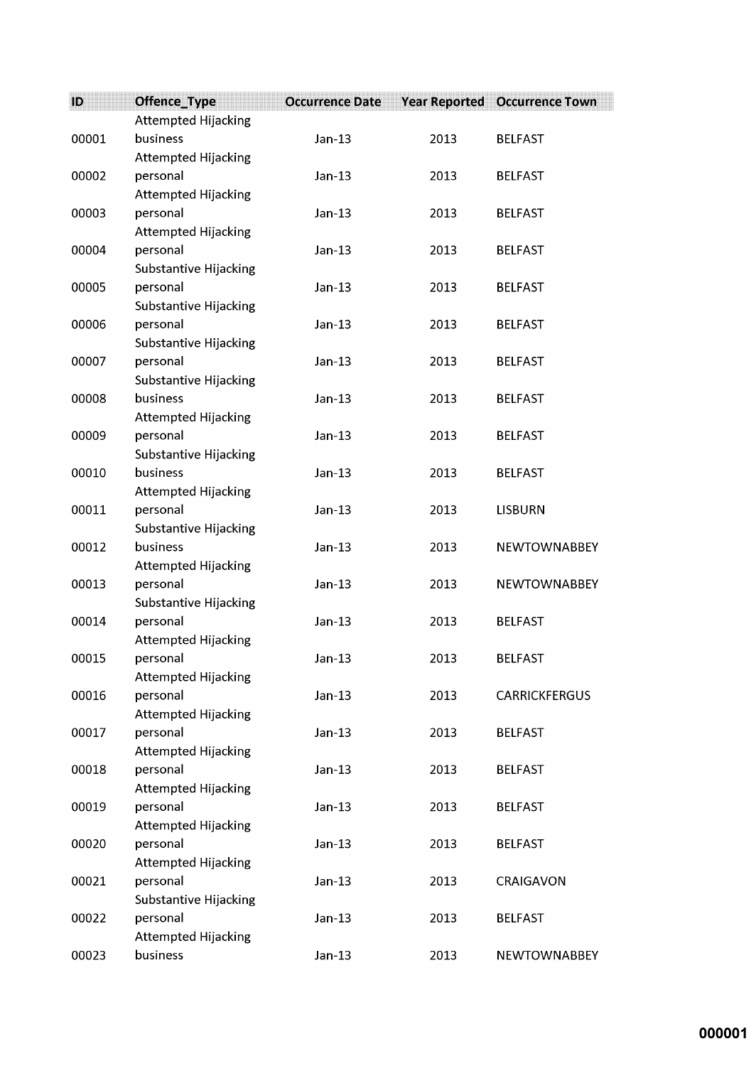| ID | Offence_Type | Occurrence Date | Year Reported | Occurrence Town |
|---|---|---|---|---|
| 00001 | Attempted Hijacking business | Jan-13 | 2013 | BELFAST |
| 00002 | Attempted Hijacking personal | Jan-13 | 2013 | BELFAST |
| 00003 | Attempted Hijacking personal | Jan-13 | 2013 | BELFAST |
| 00004 | Attempted Hijacking personal | Jan-13 | 2013 | BELFAST |
| 00005 | Substantive Hijacking personal | Jan-13 | 2013 | BELFAST |
| 00006 | Substantive Hijacking personal | Jan-13 | 2013 | BELFAST |
| 00007 | Substantive Hijacking personal | Jan-13 | 2013 | BELFAST |
| 00008 | Substantive Hijacking business | Jan-13 | 2013 | BELFAST |
| 00009 | Attempted Hijacking personal | Jan-13 | 2013 | BELFAST |
| 00010 | Substantive Hijacking business | Jan-13 | 2013 | BELFAST |
| 00011 | Attempted Hijacking personal | Jan-13 | 2013 | LISBURN |
| 00012 | Substantive Hijacking business | Jan-13 | 2013 | NEWTOWNABBEY |
| 00013 | Attempted Hijacking personal | Jan-13 | 2013 | NEWTOWNABBEY |
| 00014 | Substantive Hijacking personal | Jan-13 | 2013 | BELFAST |
| 00015 | Attempted Hijacking personal | Jan-13 | 2013 | BELFAST |
| 00016 | Attempted Hijacking personal | Jan-13 | 2013 | CARRICKFERGUS |
| 00017 | Attempted Hijacking personal | Jan-13 | 2013 | BELFAST |
| 00018 | Attempted Hijacking personal | Jan-13 | 2013 | BELFAST |
| 00019 | Attempted Hijacking personal | Jan-13 | 2013 | BELFAST |
| 00020 | Attempted Hijacking personal | Jan-13 | 2013 | BELFAST |
| 00021 | Attempted Hijacking personal | Jan-13 | 2013 | CRAIGAVON |
| 00022 | Substantive Hijacking personal | Jan-13 | 2013 | BELFAST |
| 00023 | Attempted Hijacking business | Jan-13 | 2013 | NEWTOWNABBEY |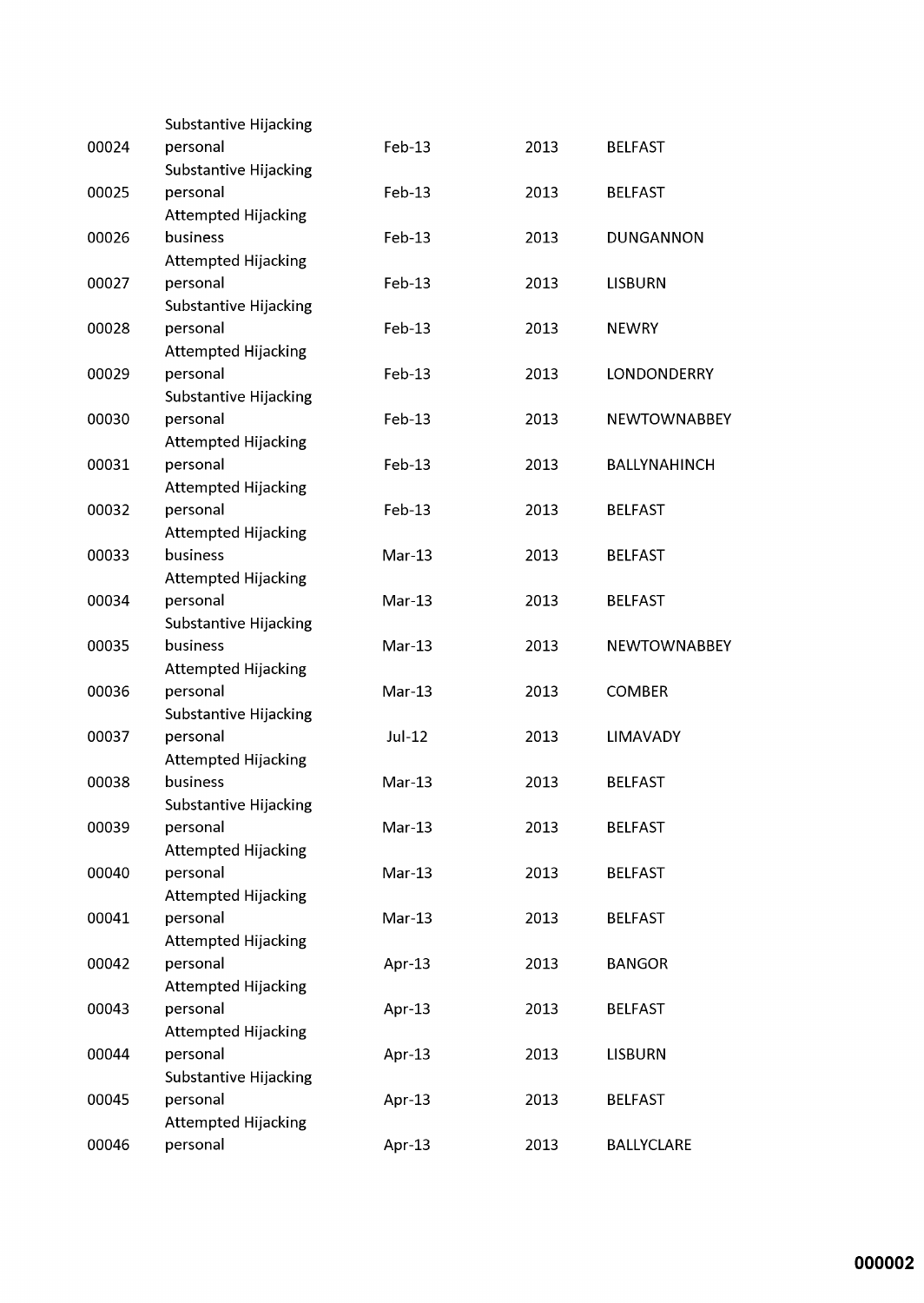| | | | | |
|---|---|---|---|---|
| 00024 | Substantive Hijacking personal | Feb-13 | 2013 | BELFAST |
| 00025 | Substantive Hijacking personal | Feb-13 | 2013 | BELFAST |
| 00026 | Attempted Hijacking business | Feb-13 | 2013 | DUNGANNON |
| 00027 | Attempted Hijacking personal | Feb-13 | 2013 | LISBURN |
| 00028 | Substantive Hijacking personal | Feb-13 | 2013 | NEWRY |
| 00029 | Attempted Hijacking personal | Feb-13 | 2013 | LONDONDERRY |
| 00030 | Substantive Hijacking personal | Feb-13 | 2013 | NEWTOWNABBEY |
| 00031 | Attempted Hijacking personal | Feb-13 | 2013 | BALLYNAHINCH |
| 00032 | Attempted Hijacking personal | Feb-13 | 2013 | BELFAST |
| 00033 | Attempted Hijacking business | Mar-13 | 2013 | BELFAST |
| 00034 | Attempted Hijacking personal | Mar-13 | 2013 | BELFAST |
| 00035 | Substantive Hijacking business | Mar-13 | 2013 | NEWTOWNABBEY |
| 00036 | Attempted Hijacking personal | Mar-13 | 2013 | COMBER |
| 00037 | Substantive Hijacking personal | Jul-12 | 2013 | LIMAVADY |
| 00038 | Attempted Hijacking business | Mar-13 | 2013 | BELFAST |
| 00039 | Substantive Hijacking personal | Mar-13 | 2013 | BELFAST |
| 00040 | Attempted Hijacking personal | Mar-13 | 2013 | BELFAST |
| 00041 | Attempted Hijacking personal | Mar-13 | 2013 | BELFAST |
| 00042 | Attempted Hijacking personal | Apr-13 | 2013 | BANGOR |
| 00043 | Attempted Hijacking personal | Apr-13 | 2013 | BELFAST |
| 00044 | Attempted Hijacking personal | Apr-13 | 2013 | LISBURN |
| 00045 | Substantive Hijacking personal | Apr-13 | 2013 | BELFAST |
| 00046 | Attempted Hijacking personal | Apr-13 | 2013 | BALLYCLARE |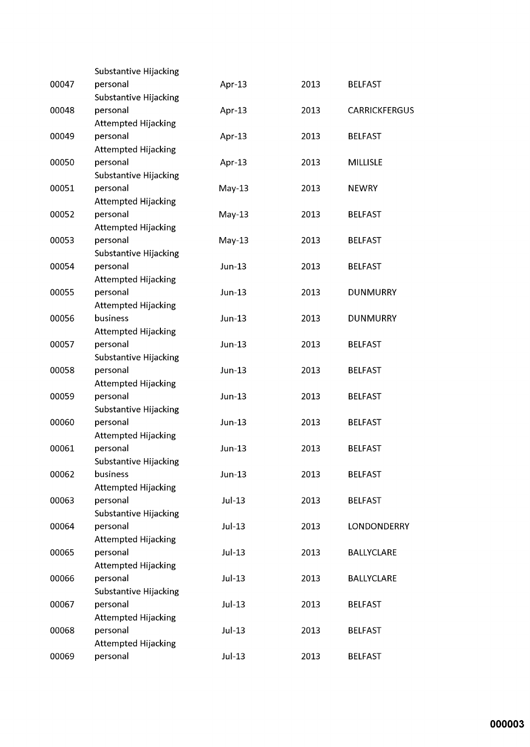| | | | | |
|---|---|---|---|---|
| 00047 | Substantive Hijacking personal | Apr-13 | 2013 | BELFAST |
| 00048 | Substantive Hijacking personal | Apr-13 | 2013 | CARRICKFERGUS |
| 00049 | Attempted Hijacking personal | Apr-13 | 2013 | BELFAST |
| 00050 | Attempted Hijacking personal | Apr-13 | 2013 | MILLISLE |
| 00051 | Substantive Hijacking personal | May-13 | 2013 | NEWRY |
| 00052 | Attempted Hijacking personal | May-13 | 2013 | BELFAST |
| 00053 | Attempted Hijacking personal | May-13 | 2013 | BELFAST |
| 00054 | Substantive Hijacking personal | Jun-13 | 2013 | BELFAST |
| 00055 | Attempted Hijacking personal | Jun-13 | 2013 | DUNMURRY |
| 00056 | Attempted Hijacking business | Jun-13 | 2013 | DUNMURRY |
| 00057 | Attempted Hijacking personal | Jun-13 | 2013 | BELFAST |
| 00058 | Substantive Hijacking personal | Jun-13 | 2013 | BELFAST |
| 00059 | Attempted Hijacking personal | Jun-13 | 2013 | BELFAST |
| 00060 | Substantive Hijacking personal | Jun-13 | 2013 | BELFAST |
| 00061 | Attempted Hijacking personal | Jun-13 | 2013 | BELFAST |
| 00062 | Substantive Hijacking business | Jun-13 | 2013 | BELFAST |
| 00063 | Attempted Hijacking personal | Jul-13 | 2013 | BELFAST |
| 00064 | Substantive Hijacking personal | Jul-13 | 2013 | LONDONDERRY |
| 00065 | Attempted Hijacking personal | Jul-13 | 2013 | BALLYCLARE |
| 00066 | Attempted Hijacking personal | Jul-13 | 2013 | BALLYCLARE |
| 00067 | Substantive Hijacking personal | Jul-13 | 2013 | BELFAST |
| 00068 | Attempted Hijacking personal | Jul-13 | 2013 | BELFAST |
| 00069 | Attempted Hijacking personal | Jul-13 | 2013 | BELFAST |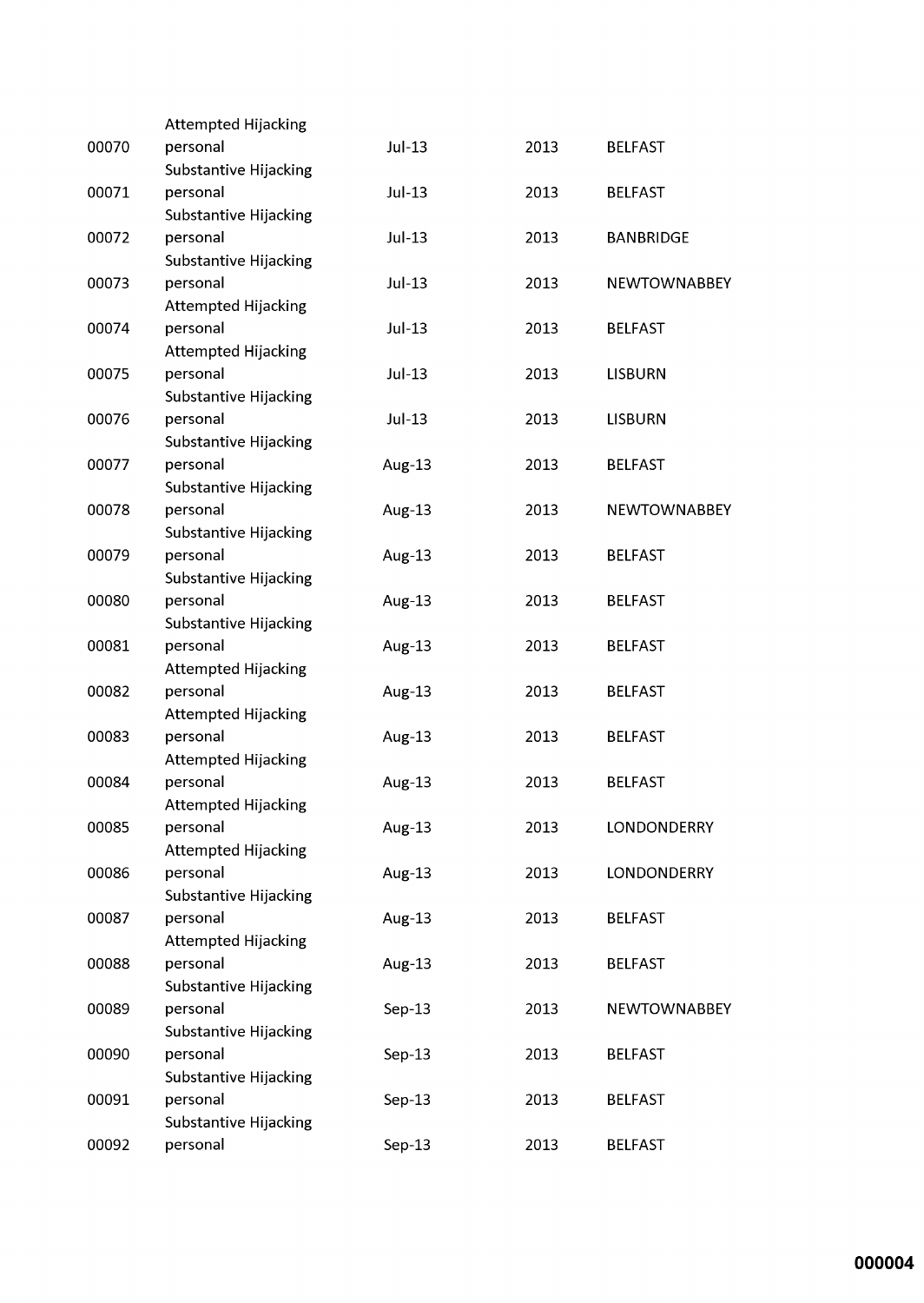| | | | | |
|---|---|---|---|---|
| 00070 | Attempted Hijacking personal | Jul-13 | 2013 | BELFAST |
| 00071 | Substantive Hijacking personal | Jul-13 | 2013 | BELFAST |
| 00072 | Substantive Hijacking personal | Jul-13 | 2013 | BANBRIDGE |
| 00073 | Substantive Hijacking personal | Jul-13 | 2013 | NEWTOWNABBEY |
| 00074 | Attempted Hijacking personal | Jul-13 | 2013 | BELFAST |
| 00075 | Attempted Hijacking personal | Jul-13 | 2013 | LISBURN |
| 00076 | Substantive Hijacking personal | Jul-13 | 2013 | LISBURN |
| 00077 | Substantive Hijacking personal | Aug-13 | 2013 | BELFAST |
| 00078 | Substantive Hijacking personal | Aug-13 | 2013 | NEWTOWNABBEY |
| 00079 | Substantive Hijacking personal | Aug-13 | 2013 | BELFAST |
| 00080 | Substantive Hijacking personal | Aug-13 | 2013 | BELFAST |
| 00081 | Substantive Hijacking personal | Aug-13 | 2013 | BELFAST |
| 00082 | Attempted Hijacking personal | Aug-13 | 2013 | BELFAST |
| 00083 | Attempted Hijacking personal | Aug-13 | 2013 | BELFAST |
| 00084 | Attempted Hijacking personal | Aug-13 | 2013 | BELFAST |
| 00085 | Attempted Hijacking personal | Aug-13 | 2013 | LONDONDERRY |
| 00086 | Attempted Hijacking personal | Aug-13 | 2013 | LONDONDERRY |
| 00087 | Substantive Hijacking personal | Aug-13 | 2013 | BELFAST |
| 00088 | Attempted Hijacking personal | Aug-13 | 2013 | BELFAST |
| 00089 | Substantive Hijacking personal | Sep-13 | 2013 | NEWTOWNABBEY |
| 00090 | Substantive Hijacking personal | Sep-13 | 2013 | BELFAST |
| 00091 | Substantive Hijacking personal | Sep-13 | 2013 | BELFAST |
| 00092 | Substantive Hijacking personal | Sep-13 | 2013 | BELFAST |

000004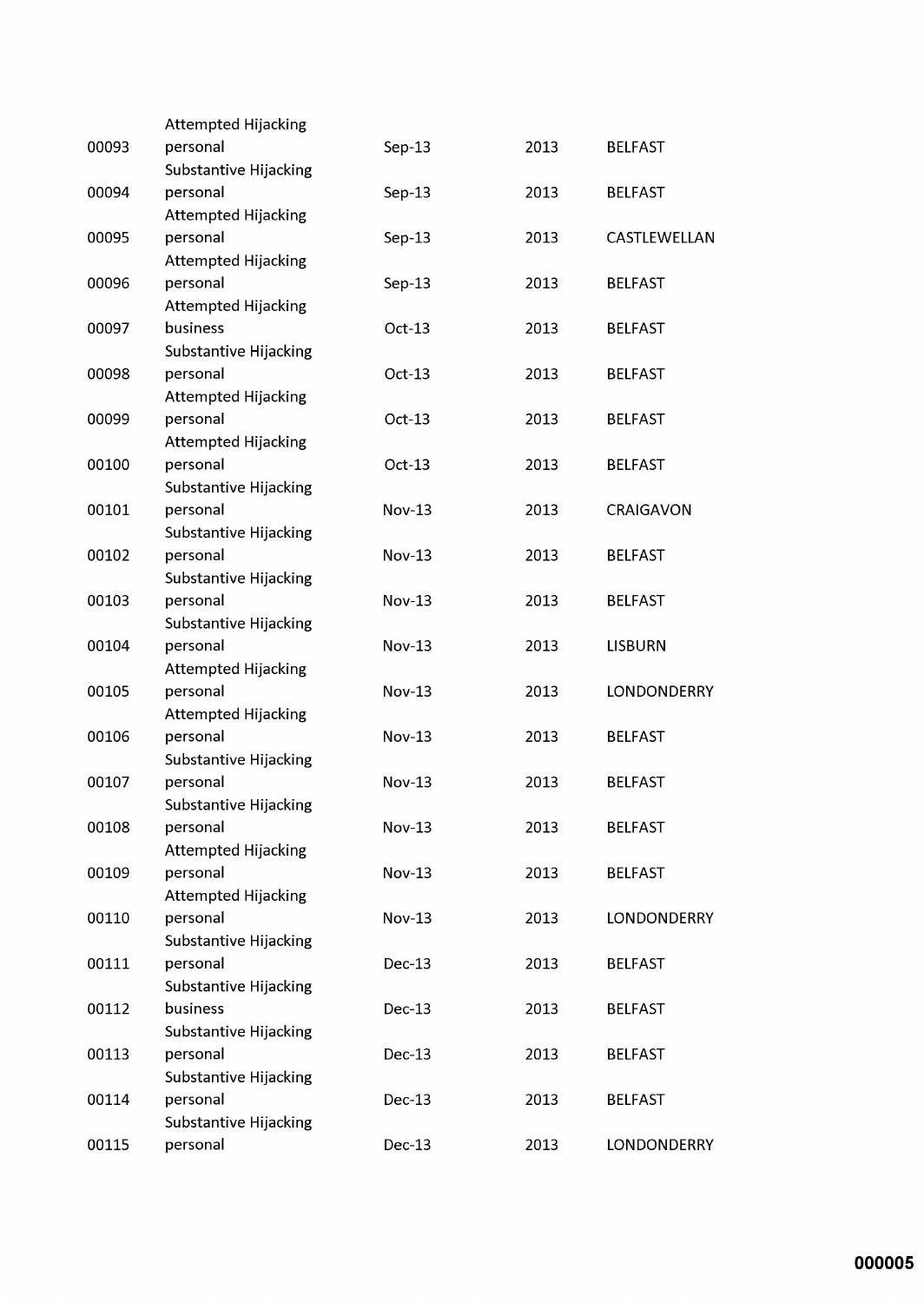| | | | | |
|---|---|---|---|---|
| 00093 | Attempted Hijacking personal | Sep-13 | 2013 | BELFAST |
| 00094 | Substantive Hijacking personal | Sep-13 | 2013 | BELFAST |
| 00095 | Attempted Hijacking personal | Sep-13 | 2013 | CASTLEWELLAN |
| 00096 | Attempted Hijacking personal | Sep-13 | 2013 | BELFAST |
| 00097 | Attempted Hijacking business | Oct-13 | 2013 | BELFAST |
| 00098 | Substantive Hijacking personal | Oct-13 | 2013 | BELFAST |
| 00099 | Attempted Hijacking personal | Oct-13 | 2013 | BELFAST |
| 00100 | Attempted Hijacking personal | Oct-13 | 2013 | BELFAST |
| 00101 | Substantive Hijacking personal | Nov-13 | 2013 | CRAIGAVON |
| 00102 | Substantive Hijacking personal | Nov-13 | 2013 | BELFAST |
| 00103 | Substantive Hijacking personal | Nov-13 | 2013 | BELFAST |
| 00104 | Substantive Hijacking personal | Nov-13 | 2013 | LISBURN |
| 00105 | Attempted Hijacking personal | Nov-13 | 2013 | LONDONDERRY |
| 00106 | Attempted Hijacking personal | Nov-13 | 2013 | BELFAST |
| 00107 | Substantive Hijacking personal | Nov-13 | 2013 | BELFAST |
| 00108 | Substantive Hijacking personal | Nov-13 | 2013 | BELFAST |
| 00109 | Attempted Hijacking personal | Nov-13 | 2013 | BELFAST |
| 00110 | Attempted Hijacking personal | Nov-13 | 2013 | LONDONDERRY |
| 00111 | Substantive Hijacking personal | Dec-13 | 2013 | BELFAST |
| 00112 | Substantive Hijacking business | Dec-13 | 2013 | BELFAST |
| 00113 | Substantive Hijacking personal | Dec-13 | 2013 | BELFAST |
| 00114 | Substantive Hijacking personal | Dec-13 | 2013 | BELFAST |
| 00115 | Substantive Hijacking personal | Dec-13 | 2013 | LONDONDERRY |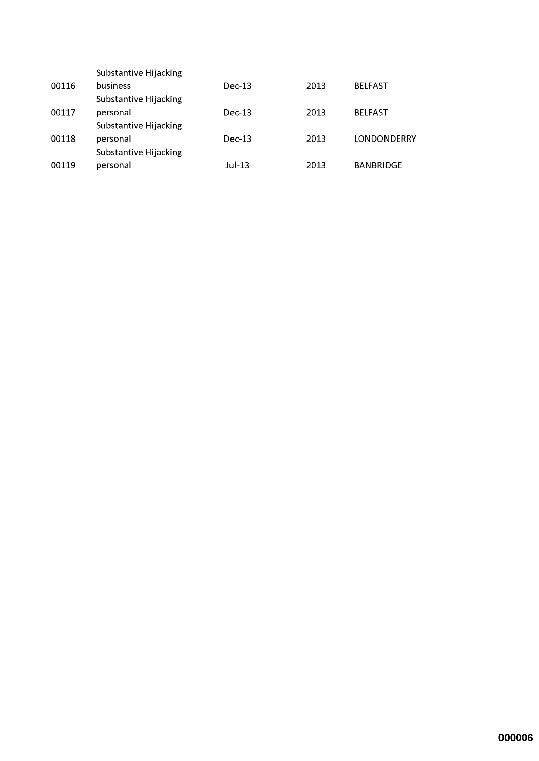| | | | | |
|---|---|---|---|---|
| 00116 | Substantive Hijacking business | Dec-13 | 2013 | BELFAST |
| 00117 | Substantive Hijacking personal | Dec-13 | 2013 | BELFAST |
| 00118 | Substantive Hijacking personal | Dec-13 | 2013 | LONDONDERRY |
| 00119 | Substantive Hijacking personal | Jul-13 | 2013 | BANBRIDGE |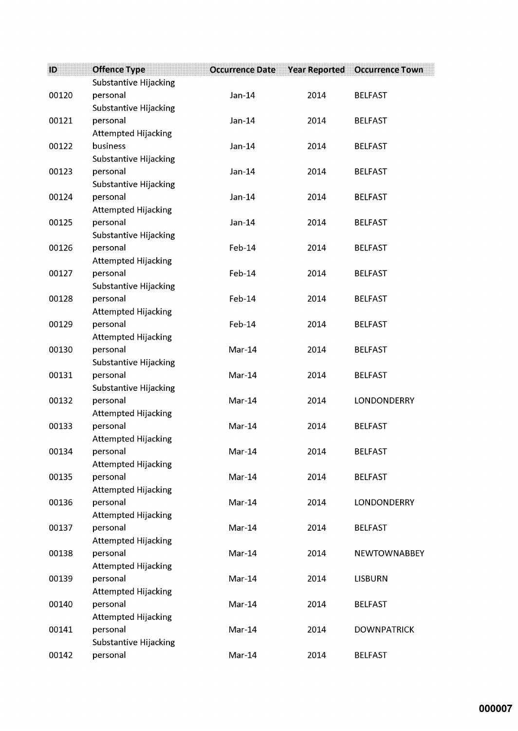| ID | Offence Type | Occurrence Date | Year Reported | Occurrence Town |
|---|---|---|---|---|
| 00120 | Substantive Hijacking personal | Jan-14 | 2014 | BELFAST |
| 00121 | Substantive Hijacking personal | Jan-14 | 2014 | BELFAST |
| 00122 | Attempted Hijacking business | Jan-14 | 2014 | BELFAST |
| 00123 | Substantive Hijacking personal | Jan-14 | 2014 | BELFAST |
| 00124 | Substantive Hijacking personal | Jan-14 | 2014 | BELFAST |
| 00125 | Attempted Hijacking personal | Jan-14 | 2014 | BELFAST |
| 00126 | Substantive Hijacking personal | Feb-14 | 2014 | BELFAST |
| 00127 | Attempted Hijacking personal | Feb-14 | 2014 | BELFAST |
| 00128 | Substantive Hijacking personal | Feb-14 | 2014 | BELFAST |
| 00129 | Attempted Hijacking personal | Feb-14 | 2014 | BELFAST |
| 00130 | Attempted Hijacking personal | Mar-14 | 2014 | BELFAST |
| 00131 | Substantive Hijacking personal | Mar-14 | 2014 | BELFAST |
| 00132 | Substantive Hijacking personal | Mar-14 | 2014 | LONDONDERRY |
| 00133 | Attempted Hijacking personal | Mar-14 | 2014 | BELFAST |
| 00134 | Attempted Hijacking personal | Mar-14 | 2014 | BELFAST |
| 00135 | Attempted Hijacking personal | Mar-14 | 2014 | BELFAST |
| 00136 | Attempted Hijacking personal | Mar-14 | 2014 | LONDONDERRY |
| 00137 | Attempted Hijacking personal | Mar-14 | 2014 | BELFAST |
| 00138 | Attempted Hijacking personal | Mar-14 | 2014 | NEWTOWNABBEY |
| 00139 | Attempted Hijacking personal | Mar-14 | 2014 | LISBURN |
| 00140 | Attempted Hijacking personal | Mar-14 | 2014 | BELFAST |
| 00141 | Attempted Hijacking personal | Mar-14 | 2014 | DOWNPATRICK |
| 00142 | Substantive Hijacking personal | Mar-14 | 2014 | BELFAST |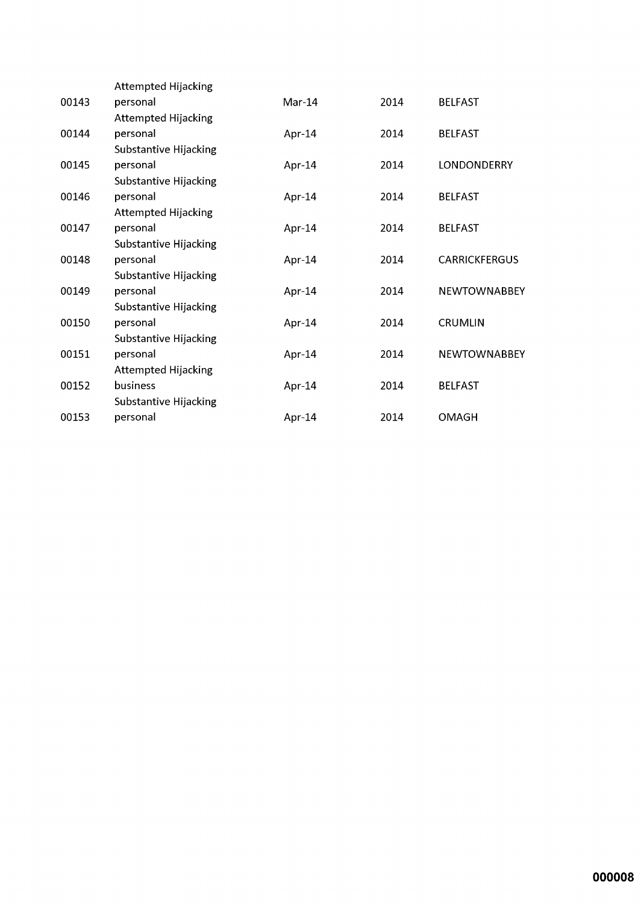| | | | | |
|---|---|---|---|---|
| 00143 | Attempted Hijacking personal | Mar-14 | 2014 | BELFAST |
| 00144 | Attempted Hijacking personal | Apr-14 | 2014 | BELFAST |
| 00145 | Substantive Hijacking personal | Apr-14 | 2014 | LONDONDERRY |
| 00146 | Substantive Hijacking personal | Apr-14 | 2014 | BELFAST |
| 00147 | Attempted Hijacking personal | Apr-14 | 2014 | BELFAST |
| 00148 | Substantive Hijacking personal | Apr-14 | 2014 | CARRICKFERGUS |
| 00149 | Substantive Hijacking personal | Apr-14 | 2014 | NEWTOWNABBEY |
| 00150 | Substantive Hijacking personal | Apr-14 | 2014 | CRUMLIN |
| 00151 | Substantive Hijacking personal | Apr-14 | 2014 | NEWTOWNABBEY |
| 00152 | Attempted Hijacking business | Apr-14 | 2014 | BELFAST |
| 00153 | Substantive Hijacking personal | Apr-14 | 2014 | OMAGH |